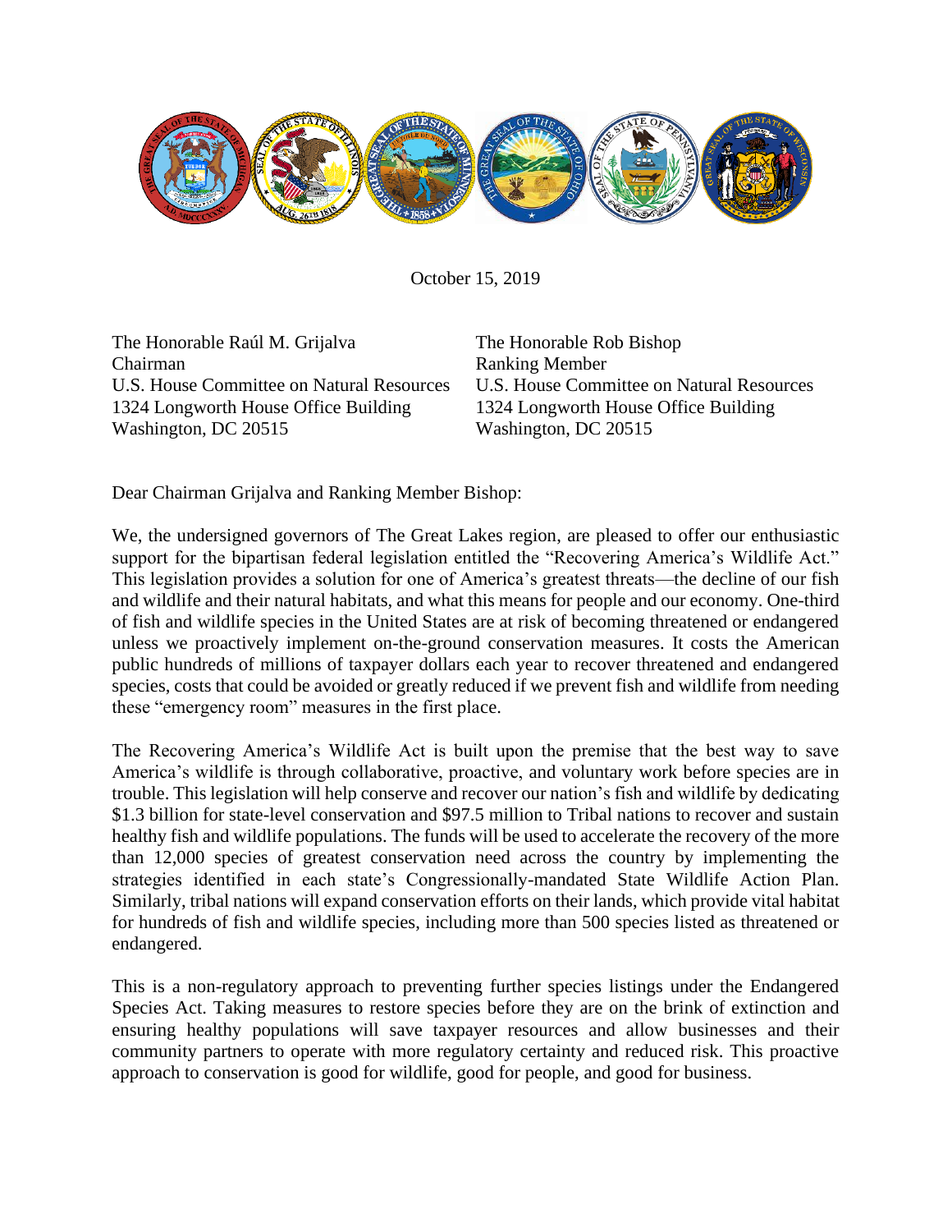October 15, 2019

The Honorable Raúl M. Grijalva
Chairman
U.S. House Committee on Natural Resources
1324 Longworth House Office Building
Washington, DC 20515

The Honorable Rob Bishop
Ranking Member
U.S. House Committee on Natural Resources
1324 Longworth House Office Building
Washington, DC 20515

Dear Chairman Grijalva and Ranking Member Bishop:

We, the undersigned governors of The Great Lakes region, are pleased to offer our enthusiastic support for the bipartisan federal legislation entitled the "Recovering America's Wildlife Act." This legislation provides a solution for one of America's greatest threats—the decline of our fish and wildlife and their natural habitats, and what this means for people and our economy. One-third of fish and wildlife species in the United States are at risk of becoming threatened or endangered unless we proactively implement on-the-ground conservation measures. It costs the American public hundreds of millions of taxpayer dollars each year to recover threatened and endangered species, costs that could be avoided or greatly reduced if we prevent fish and wildlife from needing these "emergency room" measures in the first place.

The Recovering America's Wildlife Act is built upon the premise that the best way to save America's wildlife is through collaborative, proactive, and voluntary work before species are in trouble. This legislation will help conserve and recover our nation's fish and wildlife by dedicating $1.3 billion for state-level conservation and $97.5 million to Tribal nations to recover and sustain healthy fish and wildlife populations. The funds will be used to accelerate the recovery of the more than 12,000 species of greatest conservation need across the country by implementing the strategies identified in each state's Congressionally-mandated State Wildlife Action Plan. Similarly, tribal nations will expand conservation efforts on their lands, which provide vital habitat for hundreds of fish and wildlife species, including more than 500 species listed as threatened or endangered.

This is a non-regulatory approach to preventing further species listings under the Endangered Species Act. Taking measures to restore species before they are on the brink of extinction and ensuring healthy populations will save taxpayer resources and allow businesses and their community partners to operate with more regulatory certainty and reduced risk. This proactive approach to conservation is good for wildlife, good for people, and good for business.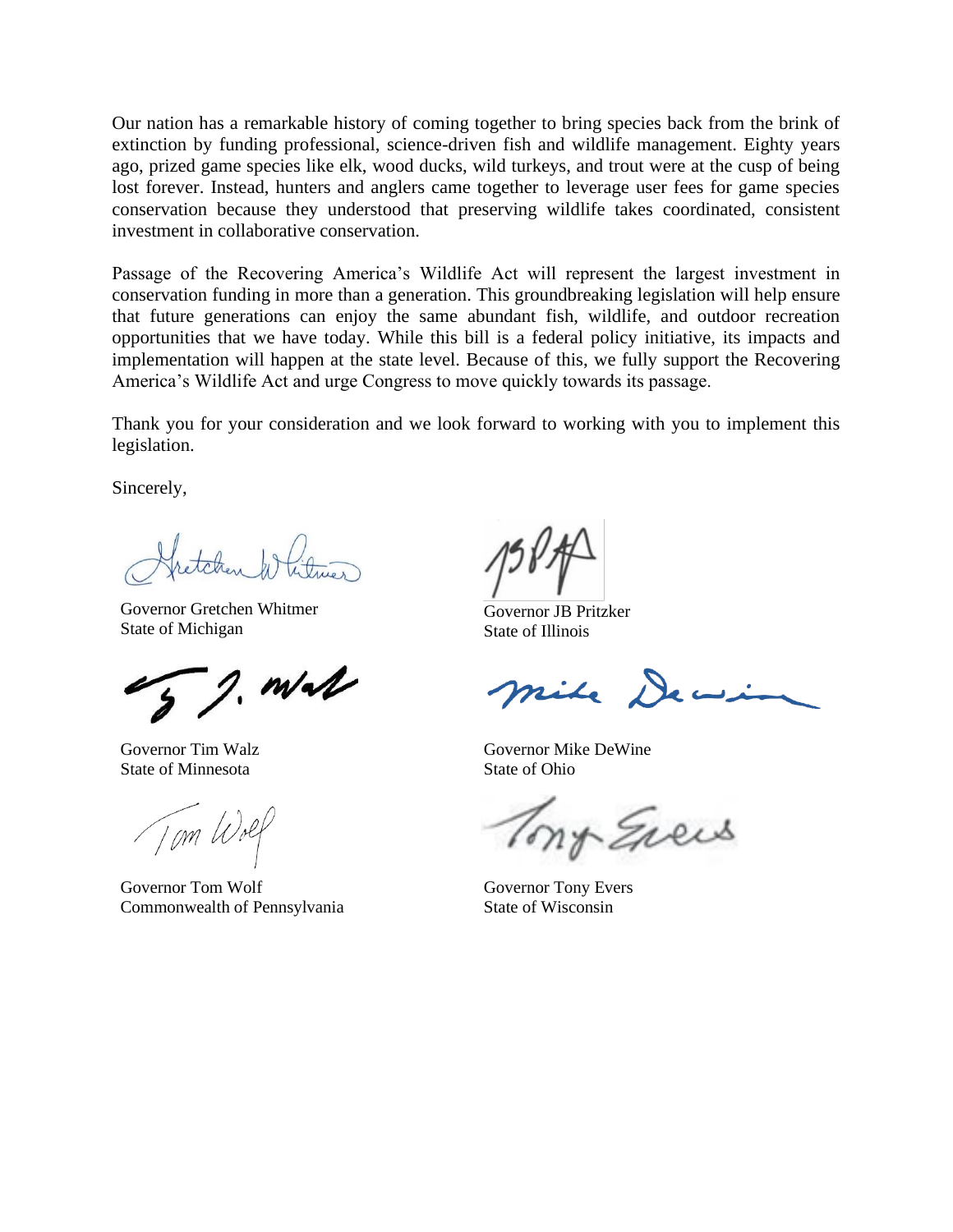Our nation has a remarkable history of coming together to bring species back from the brink of extinction by funding professional, science-driven fish and wildlife management. Eighty years ago, prized game species like elk, wood ducks, wild turkeys, and trout were at the cusp of being lost forever. Instead, hunters and anglers came together to leverage user fees for game species conservation because they understood that preserving wildlife takes coordinated, consistent investment in collaborative conservation.

Passage of the Recovering America's Wildlife Act will represent the largest investment in conservation funding in more than a generation. This groundbreaking legislation will help ensure that future generations can enjoy the same abundant fish, wildlife, and outdoor recreation opportunities that we have today. While this bill is a federal policy initiative, its impacts and implementation will happen at the state level. Because of this, we fully support the Recovering America's Wildlife Act and urge Congress to move quickly towards its passage.

Thank you for your consideration and we look forward to working with you to implement this legislation.

Sincerely,

Governor Gretchen Whitmer
State of Michigan

Governor JB Pritzker
State of Illinois

Governor Tim Walz
State of Minnesota

Governor Mike DeWine
State of Ohio

Governor Tom Wolf
Commonwealth of Pennsylvania

Governor Tony Evers
State of Wisconsin